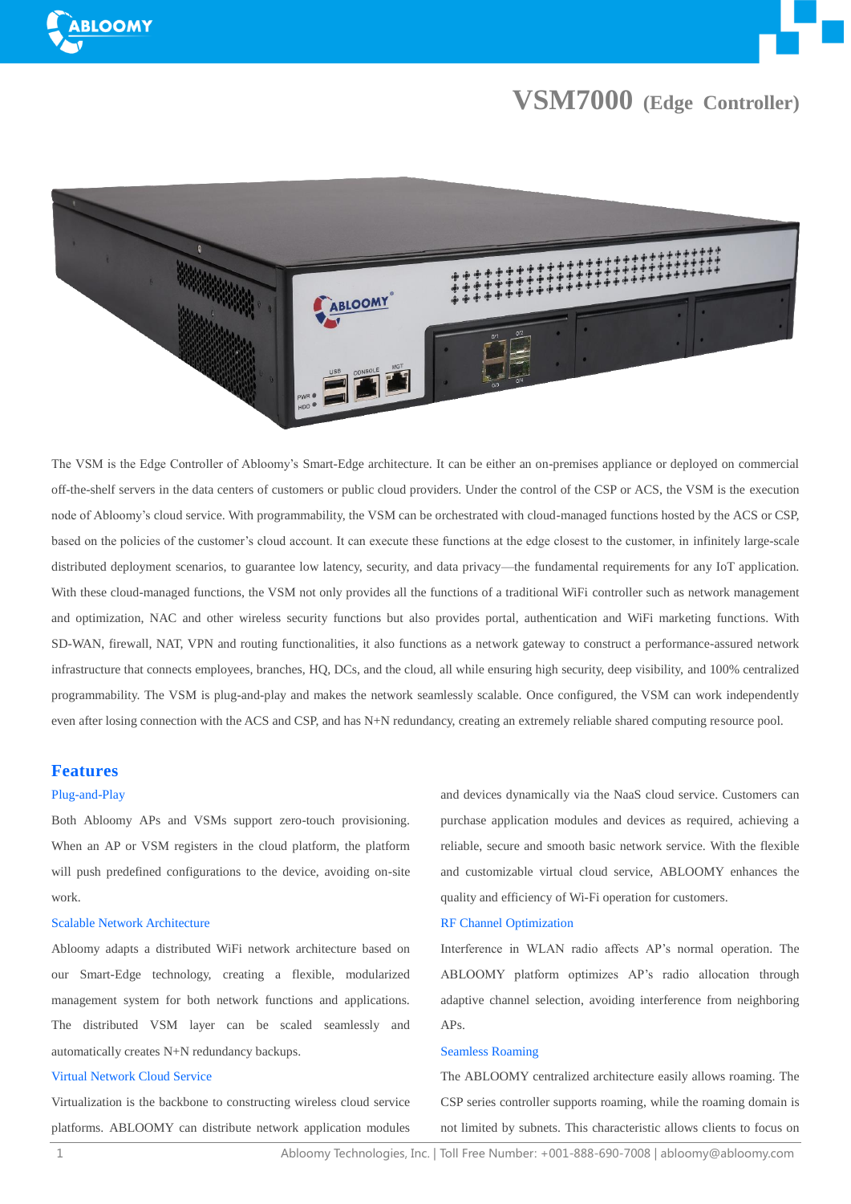# VSM7000 (Edge Controller)

The VSM is the Edge Controller of Abloomy's Smart-Edge architecture. It can be either an on-premises appliance or deployed on commercial off-the-shelf servers in the data centers of customers or public cloud providers. Under the control of the CSP or ACS, the VSM is the execution node of Abloomy's cloud service. With programmability, the VSM can be orchestrated with cloud-managed functions hosted by the ACS or CSP, based on the policies of the customer's cloud account. It can execute these functions at the edge closest to the customer, in infinitely large-scale distributed deployment scenarios, to guarantee low latency, security, and data privacy—the fundamental requirements for any IoT application. With these cloud-managed functions, the VSM not only provides all the functions of a traditional WiFi controller such as network management and optimization, NAC and other wireless security functions but also provides portal, authentication and WiFi marketing functions. With SD-WAN, firewall, NAT, VPN and routing functionalities, it also functions as a network gateway to construct a performance-assured network infrastructure that connects employees, branches, HQ, DCs, and the cloud, all while ensuring high security, deep visibility, and 100% centralized programmability. The VSM is plug-and-play and makes the network seamlessly scalable. Once configured, the VSM can work independently even after losing connection with the ACS and CSP, and has N+N redundancy, creating an extremely reliable shared computing resource pool.

## Features

### Plug-and-Play

Both Abloomy APs and VSMs support zero-touch provisioning. When an AP or VSM registers in the cloud platform, the platform will push predefined configurations to the device, avoiding on-site work.

### Scalable Network Architecture

Abloomy adapts a distributed WiFi network architecture based on our Smart-Edge technology, creating a flexible, modularized management system for both network functions and applications. The distributed VSM layer can be scaled seamlessly and automatically creates N+N redundancy backups.

### Virtual Network Cloud Service

Virtualization is the backbone to constructing wireless cloud service platforms. ABLOOMY can distribute network application modules and devices dynamically via the NaaS cloud service. Customers can purchase application modules and devices as required, achieving a reliable, secure and smooth basic network service. With the flexible and customizable virtual cloud service, ABLOOMY enhances the quality and efficiency of Wi-Fi operation for customers.

### RF Channel Optimization

Interference in WLAN radio affects AP's normal operation. The ABLOOMY platform optimizes AP's radio allocation through adaptive channel selection, avoiding interference from neighboring APs.

### Seamless Roaming

The ABLOOMY centralized architecture easily allows roaming. The CSP series controller supports roaming, while the roaming domain is not limited by subnets. This characteristic allows clients to focus on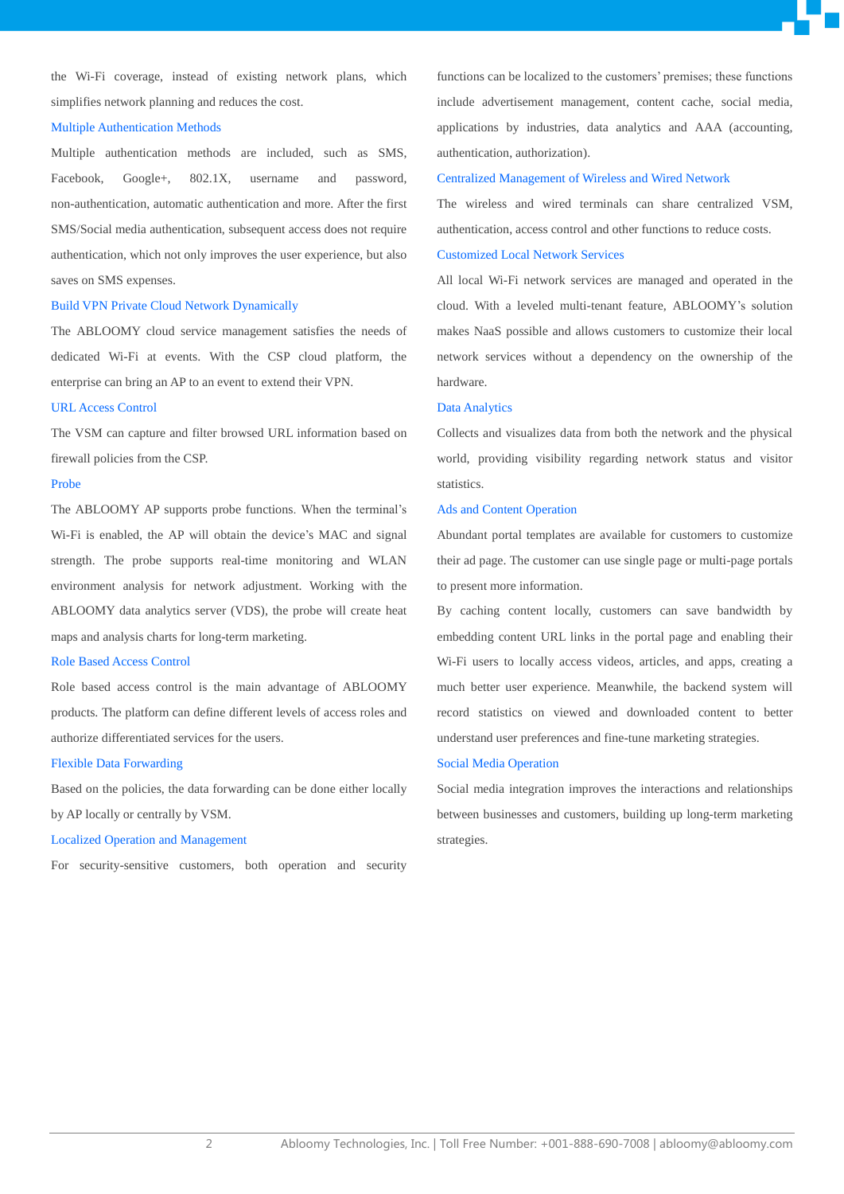the Wi-Fi coverage, instead of existing network plans, which simplifies network planning and reduces the cost.

### Multiple Authentication Methods

Multiple authentication methods are included, such as SMS, Facebook, Google+, 802.1X, username and password, non-authentication, automatic authentication and more. After the first SMS/Social media authentication, subsequent access does not require authentication, which not only improves the user experience, but also saves on SMS expenses.

### Build VPN Private Cloud Network Dynamically

The ABLOOMY cloud service management satisfies the needs of dedicated Wi-Fi at events. With the CSP cloud platform, the enterprise can bring an AP to an event to extend their VPN.

### URL Access Control

The VSM can capture and filter browsed URL information based on firewall policies from the CSP.

### Probe

The ABLOOMY AP supports probe functions. When the terminal's Wi-Fi is enabled, the AP will obtain the device's MAC and signal strength. The probe supports real-time monitoring and WLAN environment analysis for network adjustment. Working with the ABLOOMY data analytics server (VDS), the probe will create heat maps and analysis charts for long-term marketing.

### Role Based Access Control

Role based access control is the main advantage of ABLOOMY products. The platform can define different levels of access roles and authorize differentiated services for the users.

### Flexible Data Forwarding

Based on the policies, the data forwarding can be done either locally by AP locally or centrally by VSM.

### Localized Operation and Management

For security-sensitive customers, both operation and security functions can be localized to the customers' premises; these functions include advertisement management, content cache, social media, applications by industries, data analytics and AAA (accounting, authentication, authorization).

### Centralized Management of Wireless and Wired Network

The wireless and wired terminals can share centralized VSM, authentication, access control and other functions to reduce costs.

### Customized Local Network Services

All local Wi-Fi network services are managed and operated in the cloud. With a leveled multi-tenant feature, ABLOOMY's solution makes NaaS possible and allows customers to customize their local network services without a dependency on the ownership of the hardware.

### Data Analytics

Collects and visualizes data from both the network and the physical world, providing visibility regarding network status and visitor statistics.

### Ads and Content Operation

Abundant portal templates are available for customers to customize their ad page. The customer can use single page or multi-page portals to present more information.

By caching content locally, customers can save bandwidth by embedding content URL links in the portal page and enabling their Wi-Fi users to locally access videos, articles, and apps, creating a much better user experience. Meanwhile, the backend system will record statistics on viewed and downloaded content to better understand user preferences and fine-tune marketing strategies.

### Social Media Operation

Social media integration improves the interactions and relationships between businesses and customers, building up long-term marketing strategies.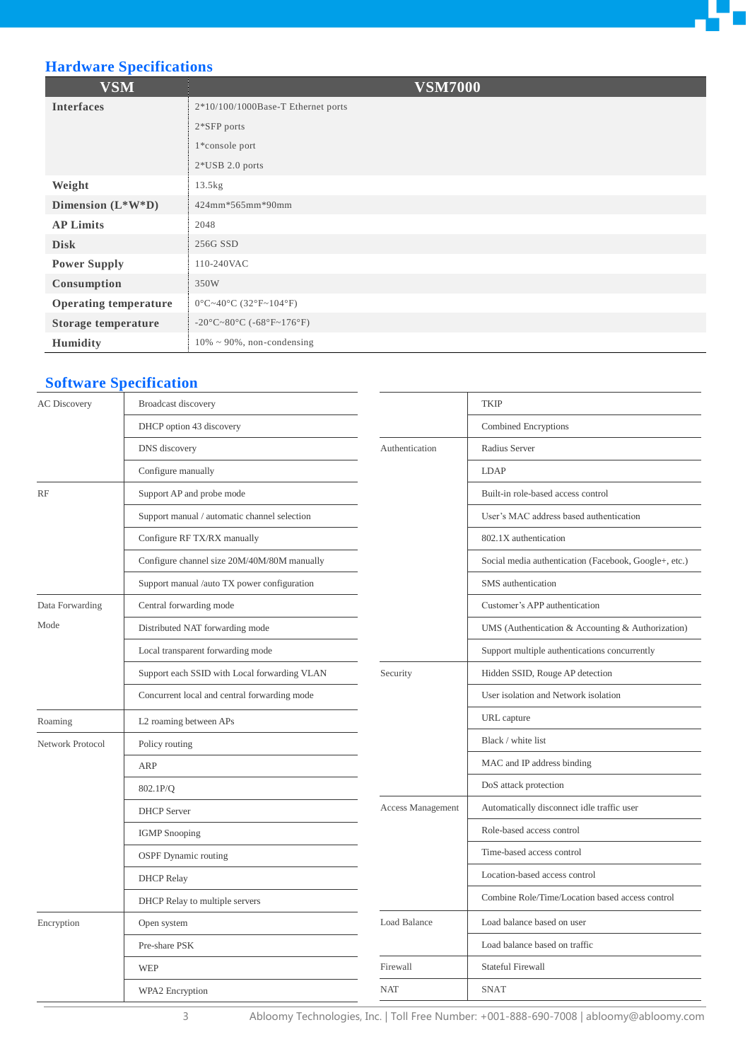## Hardware Specifications

| VSM | VSM7000 |
|---|---|
| **Interfaces** | 2*10/100/1000Base-T Ethernet ports<br>2*SFP ports<br>1*console port<br>2*USB 2.0 ports |
| **Weight** | 13.5kg |
| **Dimension (L*W*D)** | 424mm*565mm*90mm |
| **AP Limits** | 2048 |
| **Disk** | 256G SSD |
| **Power Supply** | 110-240VAC |
| **Consumption** | 350W |
| **Operating temperature** | 0°C~40°C (32°F~104°F) |
| **Storage temperature** | -20°C~80°C (-68°F~176°F) |
| **Humidity** | 10% ~ 90%, non-condensing |

## Software Specification

| Category | Feature |
|---|---|
| AC Discovery | Broadcast discovery |
| | DHCP option 43 discovery |
| | DNS discovery |
| | Configure manually |
| RF | Support AP and probe mode |
| | Support manual / automatic channel selection |
| | Configure RF TX/RX manually |
| | Configure channel size 20M/40M/80M manually |
| | Support manual /auto TX power configuration |
| Data Forwarding Mode | Central forwarding mode |
| | Distributed NAT forwarding mode |
| | Local transparent forwarding mode |
| | Support each SSID with Local forwarding VLAN |
| | Concurrent local and central forwarding mode |
| Roaming | L2 roaming between APs |
| Network Protocol | Policy routing |
| | ARP |
| | 802.1P/Q |
| | DHCP Server |
| | IGMP Snooping |
| | OSPF Dynamic routing |
| | DHCP Relay |
| | DHCP Relay to multiple servers |
| Encryption | Open system |
| | Pre-share PSK |
| | WEP |
| | WPA2 Encryption |
| | TKIP |
| | Combined Encryptions |
| Authentication | Radius Server |
| | LDAP |
| | Built-in role-based access control |
| | User's MAC address based authentication |
| | 802.1X authentication |
| | Social media authentication (Facebook, Google+, etc.) |
| | SMS authentication |
| | Customer's APP authentication |
| | UMS (Authentication & Accounting & Authorization) |
| | Support multiple authentications concurrently |
| Security | Hidden SSID, Rouge AP detection |
| | User isolation and Network isolation |
| | URL capture |
| | Black / white list |
| | MAC and IP address binding |
| | DoS attack protection |
| Access Management | Automatically disconnect idle traffic user |
| | Role-based access control |
| | Time-based access control |
| | Location-based access control |
| | Combine Role/Time/Location based access control |
| Load Balance | Load balance based on user |
| | Load balance based on traffic |
| Firewall | Stateful Firewall |
| NAT | SNAT |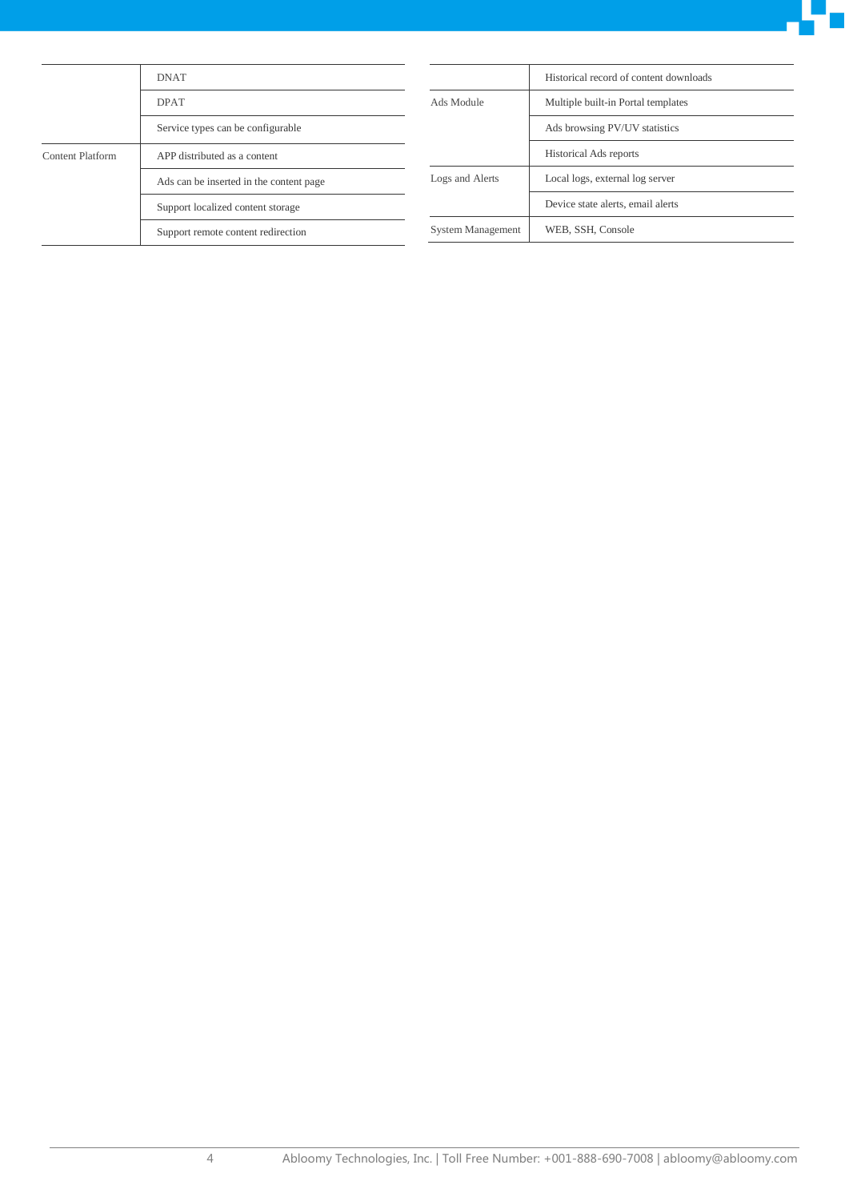| | |
|---|---|
| | DNAT |
| | DPAT |
| | Service types can be configurable |
| Content Platform | APP distributed as a content |
| | Ads can be inserted in the content page |
| | Support localized content storage |
| | Support remote content redirection |

| | |
|---|---|
| | Historical record of content downloads |
| Ads Module | Multiple built-in Portal templates |
| | Ads browsing PV/UV statistics |
| | Historical Ads reports |
| Logs and Alerts | Local logs, external log server |
| | Device state alerts, email alerts |
| System Management | WEB, SSH, Console |

Abloomy Technologies, Inc. | Toll Free Number: +001-888-690-7008 | abloomy@abloomy.com